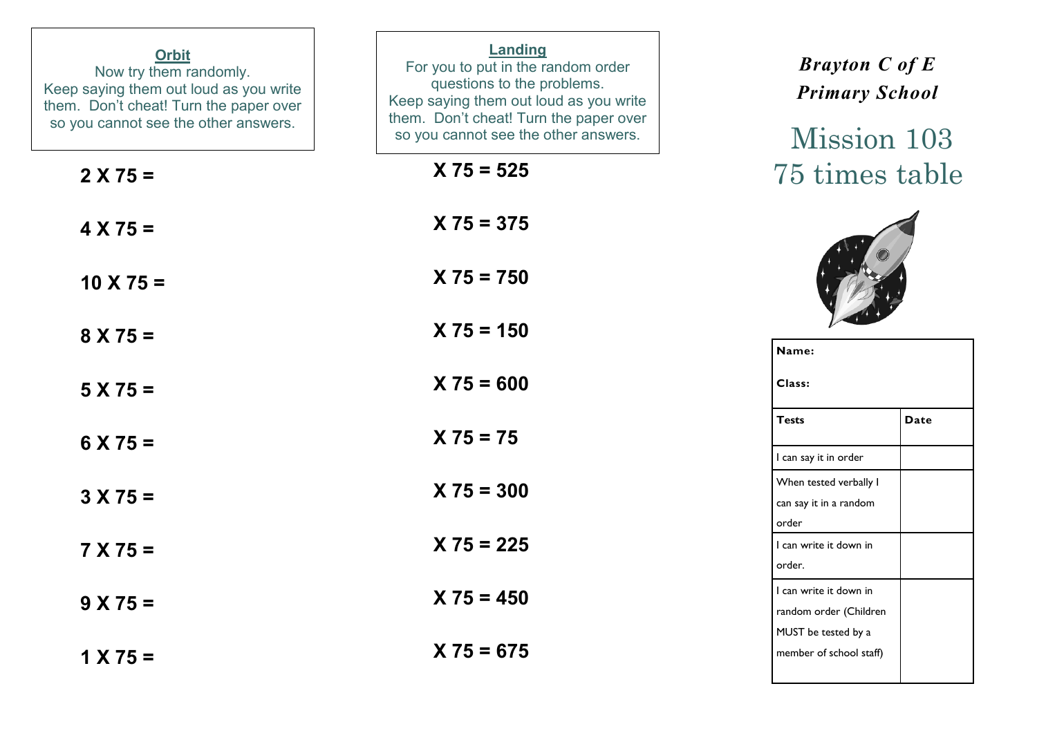## Orbit

Now try them randomly.
Keep saying them out loud as you write them. Don't cheat! Turn the paper over so you cannot see the other answers.

**2 X 75 =**

**4 X 75 =**

**10 X 75 =**

**8 X 75 =**

**5 X 75 =**

**6 X 75 =**

**3 X 75 =**

**7 X 75 =**

**9 X 75 =**

**1 X 75 =**

## Landing

For you to put in the random order questions to the problems.
Keep saying them out loud as you write them. Don't cheat! Turn the paper over so you cannot see the other answers.

**X 75 = 525**

**X 75 = 375**

**X 75 = 750**

**X 75 = 150**

**X 75 = 600**

**X 75 = 75**

**X 75 = 300**

**X 75 = 225**

**X 75 = 450**

**X 75 = 675**

***Brayton C of E Primary School***

# Mission 103
# 75 times table

| **Name:**<br><br>**Class:** | |
|---|---|
| **Tests** | **Date** |
| I can say it in order | |
| When tested verbally I can say it in a random order | |
| I can write it down in order. | |
| I can write it down in random order (Children MUST be tested by a member of school staff) | |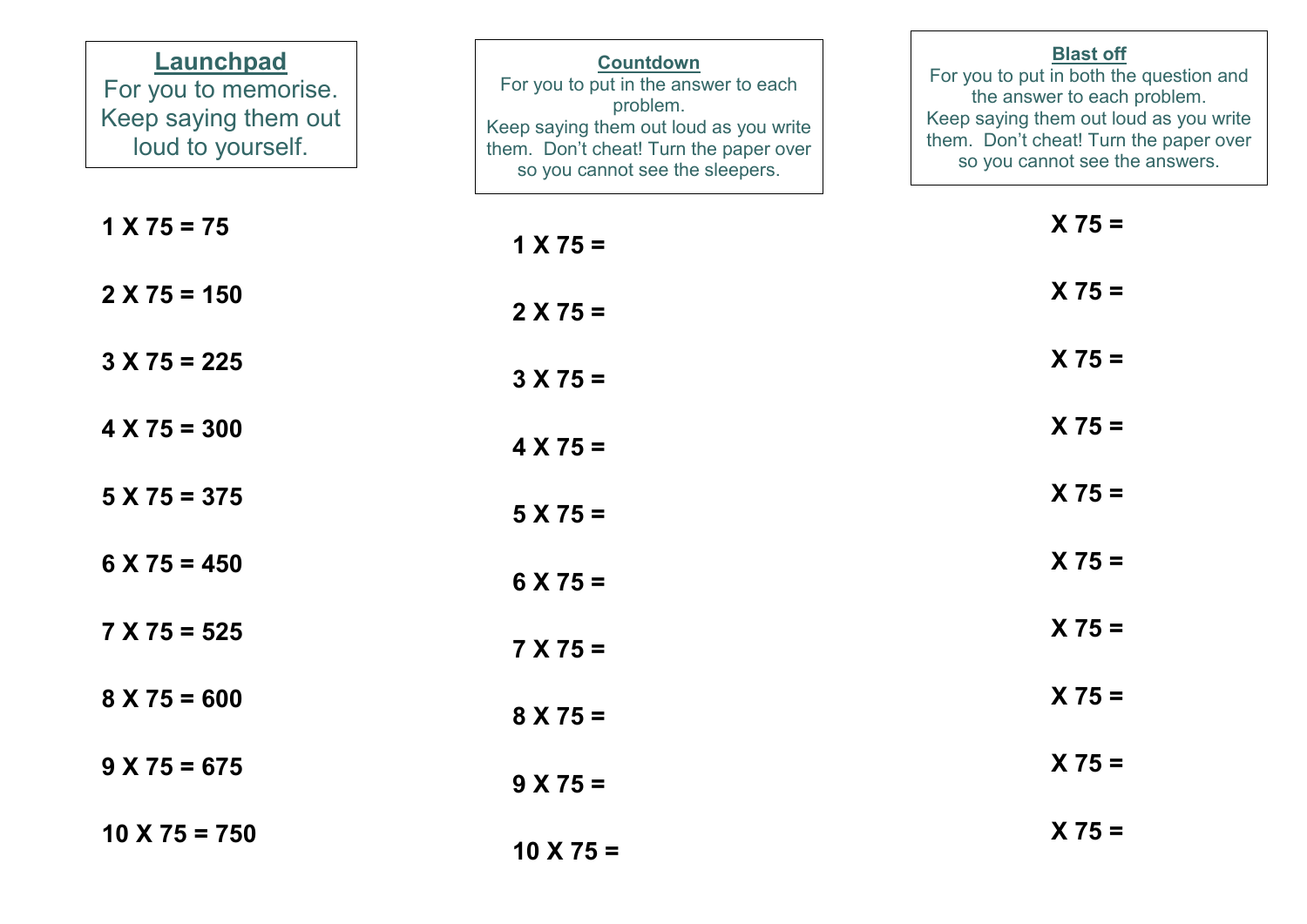**Launchpad**

For you to memorise. Keep saying them out loud to yourself.

1 X 75 = 75

2 X 75 = 150

3 X 75 = 225

4 X 75 = 300

5 X 75 = 375

6 X 75 = 450

7 X 75 = 525

8 X 75 = 600

9 X 75 = 675

10 X 75 = 750

**Countdown**

For you to put in the answer to each problem.
Keep saying them out loud as you write them. Don't cheat! Turn the paper over so you cannot see the sleepers.

1 X 75 =

2 X 75 =

3 X 75 =

4 X 75 =

5 X 75 =

6 X 75 =

7 X 75 =

8 X 75 =

9 X 75 =

10 X 75 =

**Blast off**

For you to put in both the question and the answer to each problem.
Keep saying them out loud as you write them. Don't cheat! Turn the paper over so you cannot see the answers.

X 75 =

X 75 =

X 75 =

X 75 =

X 75 =

X 75 =

X 75 =

X 75 =

X 75 =

X 75 =